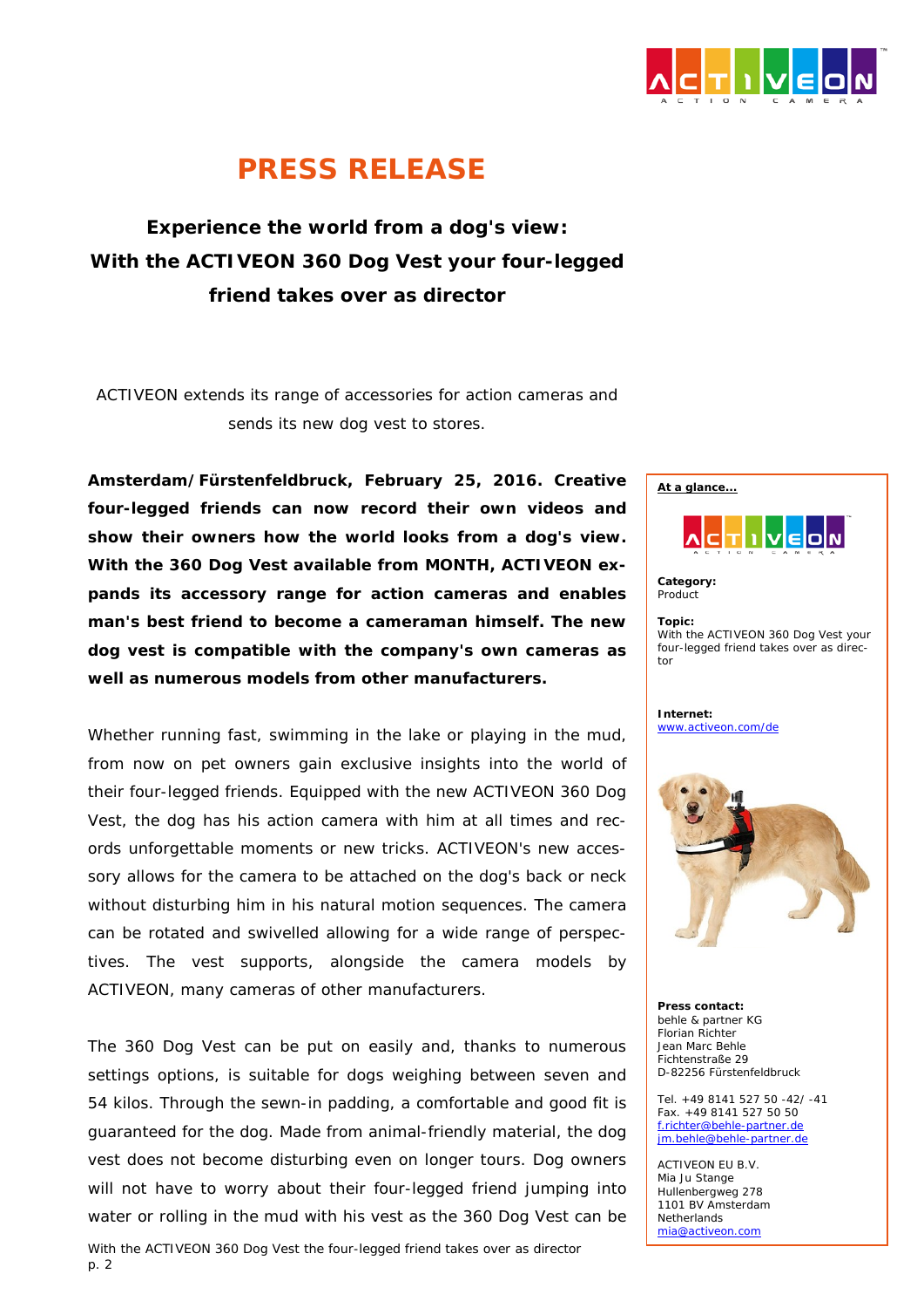# PRESS RELEASE

## Experience the world from a dog's view: With the ACTIVEON 360 Dog Vest your four-legged friend takes over as director

ACTIVEON extends its range of accessories for action cameras and sends its new dog vest to stores.

**Amsterdam/Fürstenfeldbruck, February 25, 2016. Creative four-legged friends can now record their own videos and show their owners how the world looks from a dog's view. With the 360 Dog Vest available from MONTH, ACTIVEON expands its accessory range for action cameras and enables man's best friend to become a cameraman himself. The new dog vest is compatible with the company's own cameras as well as numerous models from other manufacturers.**

Whether running fast, swimming in the lake or playing in the mud, from now on pet owners gain exclusive insights into the world of their four-legged friends. Equipped with the new ACTIVEON 360 Dog Vest, the dog has his action camera with him at all times and records unforgettable moments or new tricks. ACTIVEON's new accessory allows for the camera to be attached on the dog's back or neck without disturbing him in his natural motion sequences. The camera can be rotated and swivelled allowing for a wide range of perspectives. The vest supports, alongside the camera models by ACTIVEON, many cameras of other manufacturers.

The 360 Dog Vest can be put on easily and, thanks to numerous settings options, is suitable for dogs weighing between seven and 54 kilos. Through the sewn-in padding, a comfortable and good fit is guaranteed for the dog. Made from animal-friendly material, the dog vest does not become disturbing even on longer tours. Dog owners will not have to worry about their four-legged friend jumping into water or rolling in the mud with his vest as the 360 Dog Vest can be

---

**At a glance…**

**Category:**
Product

**Topic:**
With the ACTIVEON 360 Dog Vest your four-legged friend takes over as director

**Internet:**
www.activeon.com/de

**Press contact:**
behle & partner KG
Florian Richter
Jean Marc Behle
Fichtenstraße 29
D-82256 Fürstenfeldbruck

Tel. +49 8141 527 50 -42/ -41
Fax. +49 8141 527 50 50
f.richter@behle-partner.de
jm.behle@behle-partner.de

ACTIVEON EU B.V.
Mia Ju Stange
Hullenbergweg 278
1101 BV Amsterdam
Netherlands
mia@activeon.com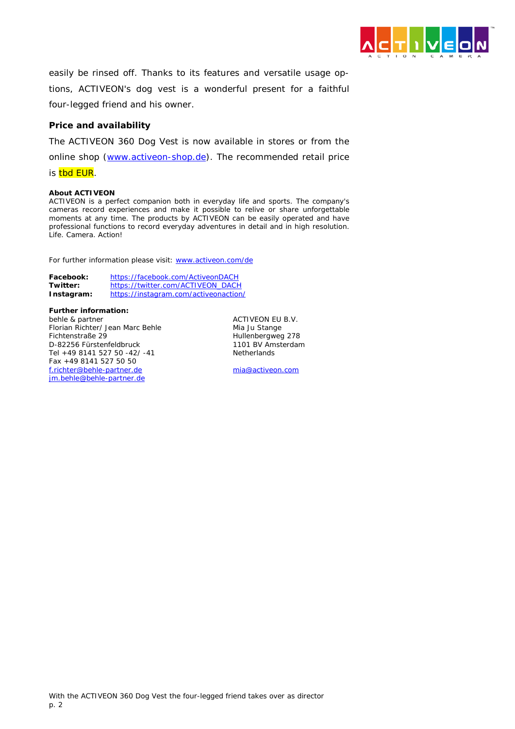easily be rinsed off. Thanks to its features and versatile usage options, ACTIVEON's dog vest is a wonderful present for a faithful four-legged friend and his owner.

## Price and availability

The ACTIVEON 360 Dog Vest is now available in stores or from the online shop (www.activeon-shop.de). The recommended retail price is tbd EUR.

**About ACTIVEON**
ACTIVEON is a perfect companion both in everyday life and sports. The company's cameras record experiences and make it possible to relive or share unforgettable moments at any time. The products by ACTIVEON can be easily operated and have professional functions to record everyday adventures in detail and in high resolution. Life. Camera. Action!

For further information please visit: www.activeon.com/de

| | |
|---|---|
| **Facebook:** | https://facebook.com/ActiveonDACH |
| **Twitter:** | https://twitter.com/ACTIVEON_DACH |
| **Instagram:** | https://instagram.com/activeonaction/ |

**Further information:**

behle & partner
Florian Richter/ Jean Marc Behle
Fichtenstraße 29
D-82256 Fürstenfeldbruck
Tel +49 8141 527 50 -42/ -41
Fax +49 8141 527 50 50
f.richter@behle-partner.de
jm.behle@behle-partner.de

ACTIVEON EU B.V.
Mia Ju Stange
Hullenbergweg 278
1101 BV Amsterdam
Netherlands

mia@activeon.com